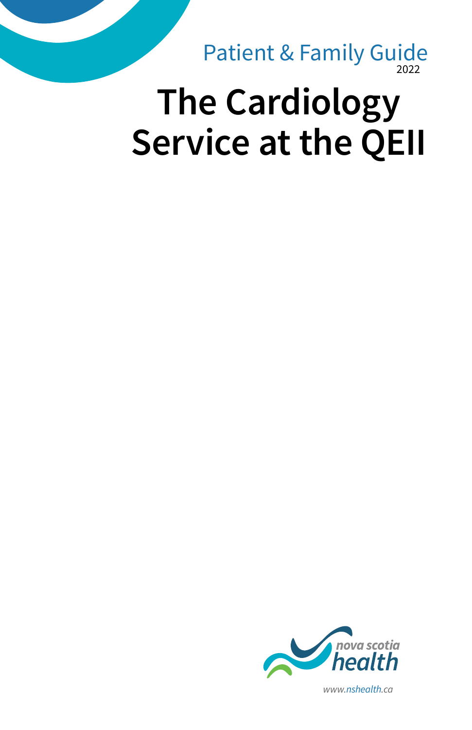Patient & Family Guide
2022

# The Cardiology Service at the QEII

nova scotia health

www.nshealth.ca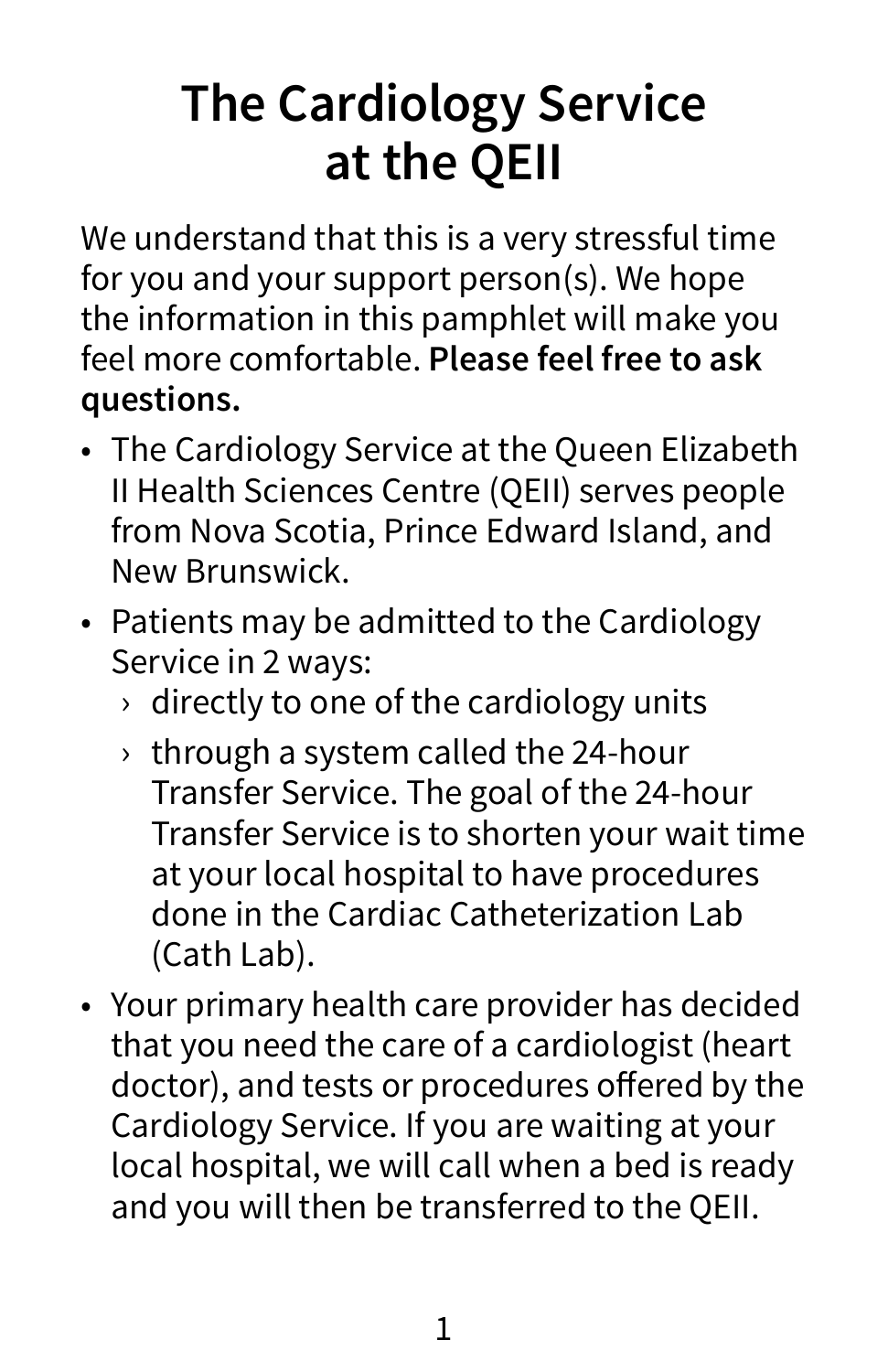# The Cardiology Service at the QEII

We understand that this is a very stressful time for you and your support person(s). We hope the information in this pamphlet will make you feel more comfortable. **Please feel free to ask questions.**

- The Cardiology Service at the Queen Elizabeth II Health Sciences Centre (QEII) serves people from Nova Scotia, Prince Edward Island, and New Brunswick.
- Patients may be admitted to the Cardiology Service in 2 ways:
  - directly to one of the cardiology units
  - through a system called the 24-hour Transfer Service. The goal of the 24-hour Transfer Service is to shorten your wait time at your local hospital to have procedures done in the Cardiac Catheterization Lab (Cath Lab).
- Your primary health care provider has decided that you need the care of a cardiologist (heart doctor), and tests or procedures offered by the Cardiology Service. If you are waiting at your local hospital, we will call when a bed is ready and you will then be transferred to the QEII.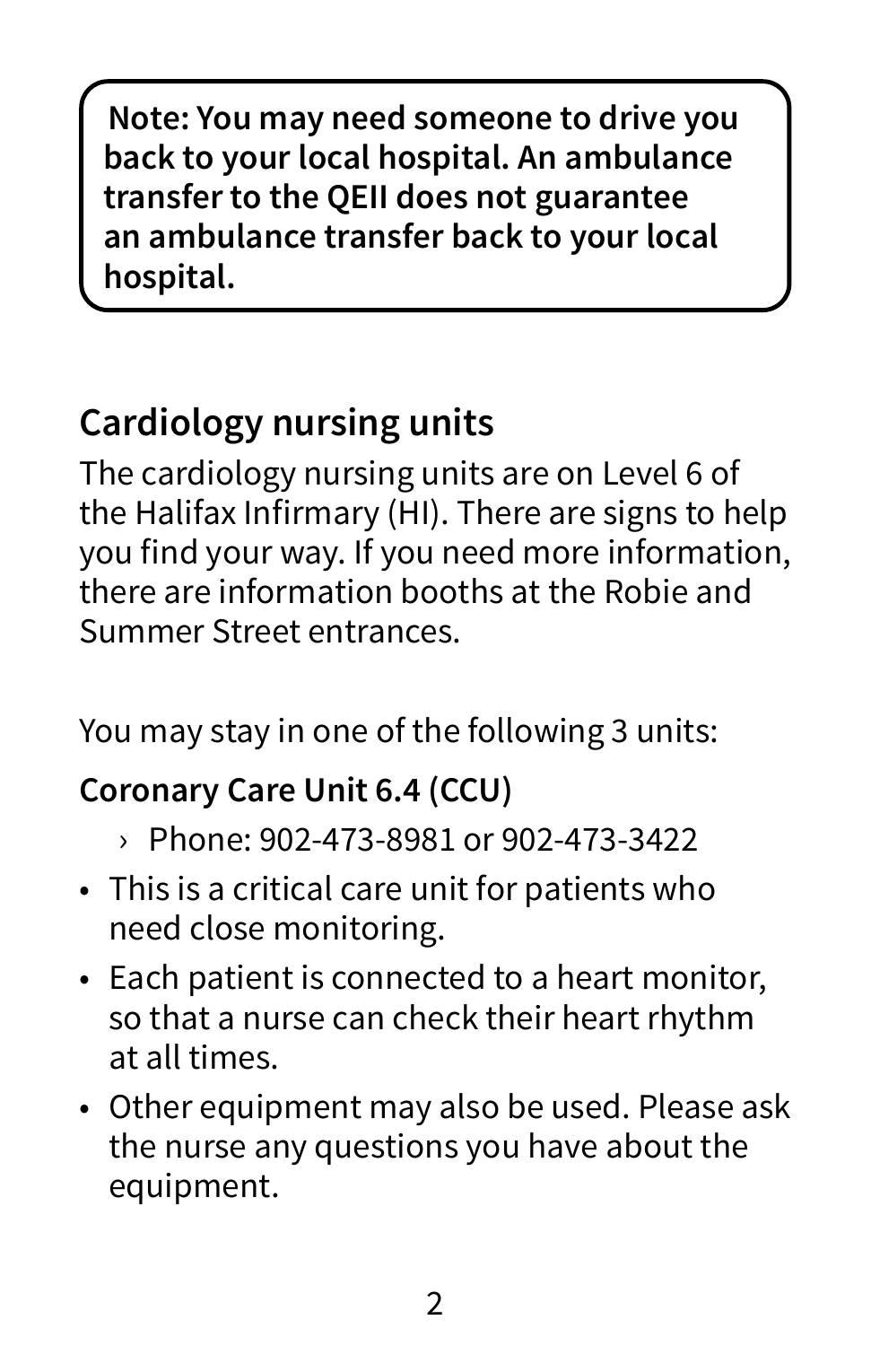**Note: You may need someone to drive you back to your local hospital. An ambulance transfer to the QEII does not guarantee an ambulance transfer back to your local hospital.**

## Cardiology nursing units

The cardiology nursing units are on Level 6 of the Halifax Infirmary (HI). There are signs to help you find your way. If you need more information, there are information booths at the Robie and Summer Street entrances.

You may stay in one of the following 3 units:

**Coronary Care Unit 6.4 (CCU)**

- › Phone: 902-473-8981 or 902-473-3422

- This is a critical care unit for patients who need close monitoring.
- Each patient is connected to a heart monitor, so that a nurse can check their heart rhythm at all times.
- Other equipment may also be used. Please ask the nurse any questions you have about the equipment.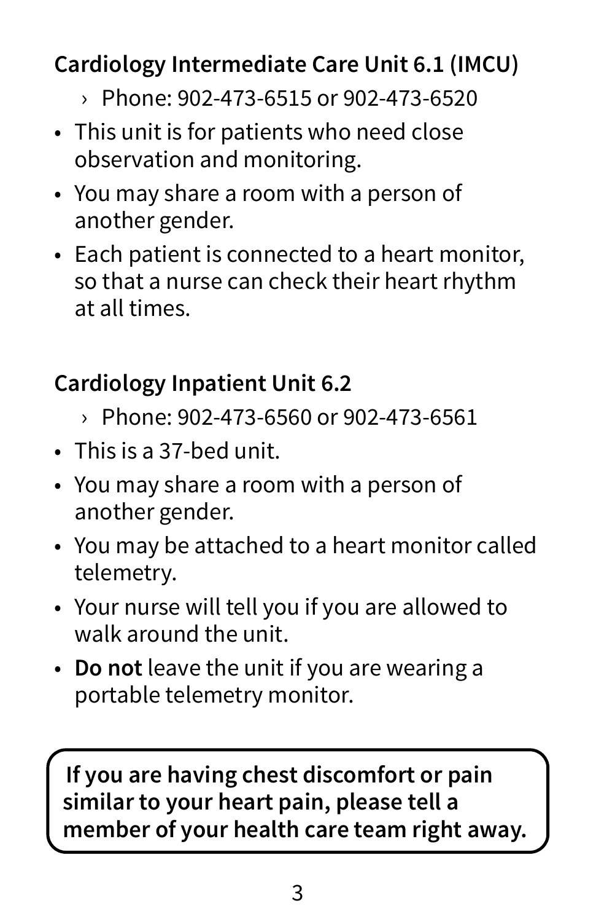## Cardiology Intermediate Care Unit 6.1 (IMCU)

- › Phone: 902-473-6515 or 902-473-6520

- This unit is for patients who need close observation and monitoring.
- You may share a room with a person of another gender.
- Each patient is connected to a heart monitor, so that a nurse can check their heart rhythm at all times.

## Cardiology Inpatient Unit 6.2

- › Phone: 902-473-6560 or 902-473-6561

- This is a 37-bed unit.
- You may share a room with a person of another gender.
- You may be attached to a heart monitor called telemetry.
- Your nurse will tell you if you are allowed to walk around the unit.
- **Do not** leave the unit if you are wearing a portable telemetry monitor.

**If you are having chest discomfort or pain similar to your heart pain, please tell a member of your health care team right away.**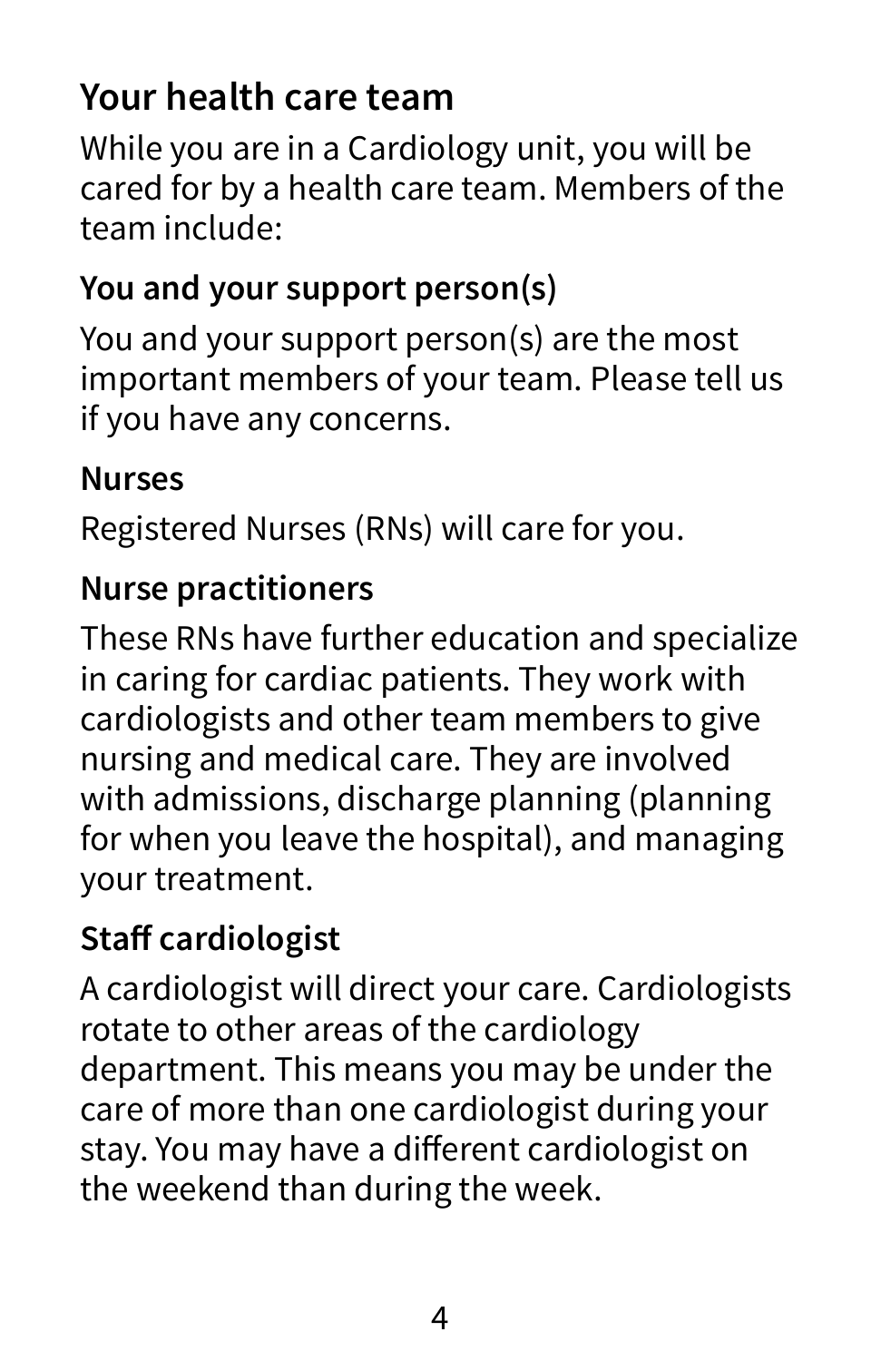## Your health care team

While you are in a Cardiology unit, you will be cared for by a health care team. Members of the team include:

### You and your support person(s)

You and your support person(s) are the most important members of your team. Please tell us if you have any concerns.

### Nurses

Registered Nurses (RNs) will care for you.

### Nurse practitioners

These RNs have further education and specialize in caring for cardiac patients. They work with cardiologists and other team members to give nursing and medical care. They are involved with admissions, discharge planning (planning for when you leave the hospital), and managing your treatment.

### Staff cardiologist

A cardiologist will direct your care. Cardiologists rotate to other areas of the cardiology department. This means you may be under the care of more than one cardiologist during your stay. You may have a different cardiologist on the weekend than during the week.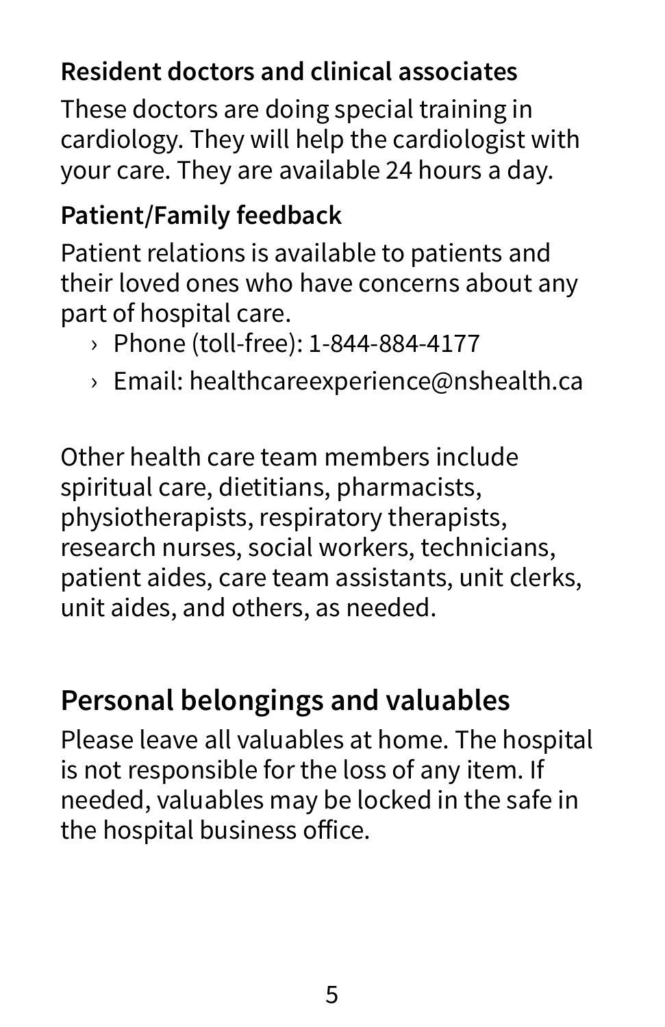### Resident doctors and clinical associates

These doctors are doing special training in cardiology. They will help the cardiologist with your care. They are available 24 hours a day.

### Patient/Family feedback

Patient relations is available to patients and their loved ones who have concerns about any part of hospital care.

- Phone (toll-free): 1-844-884-4177
- Email: healthcareexperience@nshealth.ca

Other health care team members include spiritual care, dietitians, pharmacists, physiotherapists, respiratory therapists, research nurses, social workers, technicians, patient aides, care team assistants, unit clerks, unit aides, and others, as needed.

## Personal belongings and valuables

Please leave all valuables at home. The hospital is not responsible for the loss of any item. If needed, valuables may be locked in the safe in the hospital business office.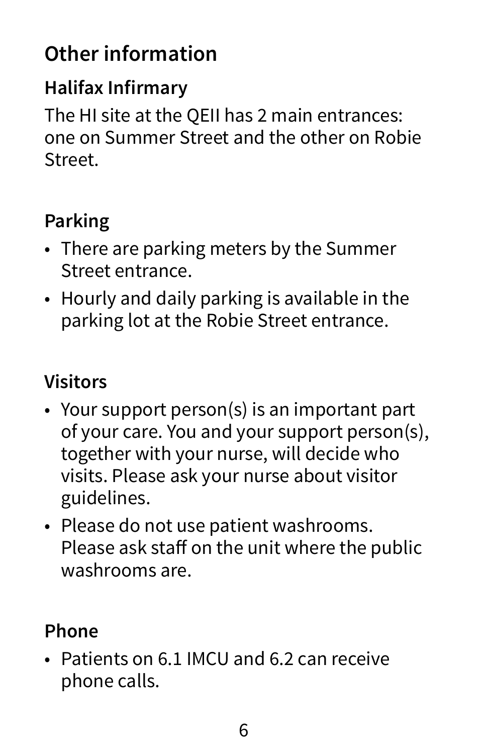## Other information

### Halifax Infirmary

The HI site at the QEII has 2 main entrances: one on Summer Street and the other on Robie Street.

### Parking

- There are parking meters by the Summer Street entrance.
- Hourly and daily parking is available in the parking lot at the Robie Street entrance.

### Visitors

- Your support person(s) is an important part of your care. You and your support person(s), together with your nurse, will decide who visits. Please ask your nurse about visitor guidelines.
- Please do not use patient washrooms. Please ask staff on the unit where the public washrooms are.

### Phone

- Patients on 6.1 IMCU and 6.2 can receive phone calls.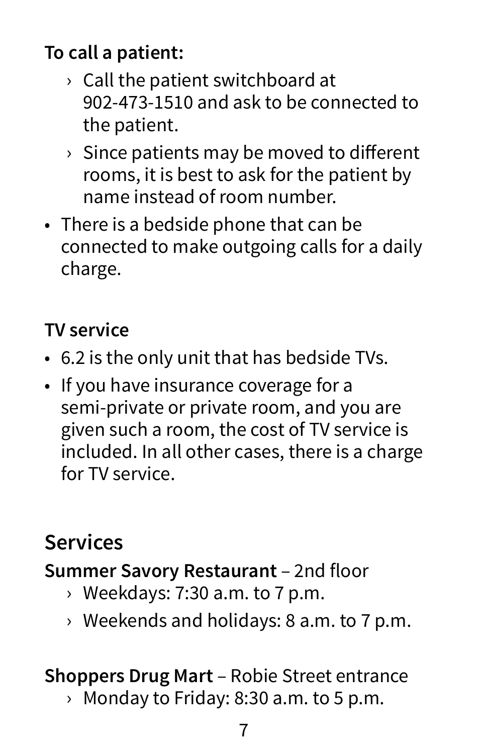**To call a patient:**

- Call the patient switchboard at 902-473-1510 and ask to be connected to the patient.
- Since patients may be moved to different rooms, it is best to ask for the patient by name instead of room number.

- There is a bedside phone that can be connected to make outgoing calls for a daily charge.

**TV service**

- 6.2 is the only unit that has bedside TVs.
- If you have insurance coverage for a semi-private or private room, and you are given such a room, the cost of TV service is included. In all other cases, there is a charge for TV service.

## Services

**Summer Savory Restaurant** – 2nd floor

- Weekdays: 7:30 a.m. to 7 p.m.
- Weekends and holidays: 8 a.m. to 7 p.m.

**Shoppers Drug Mart** – Robie Street entrance

- Monday to Friday: 8:30 a.m. to 5 p.m.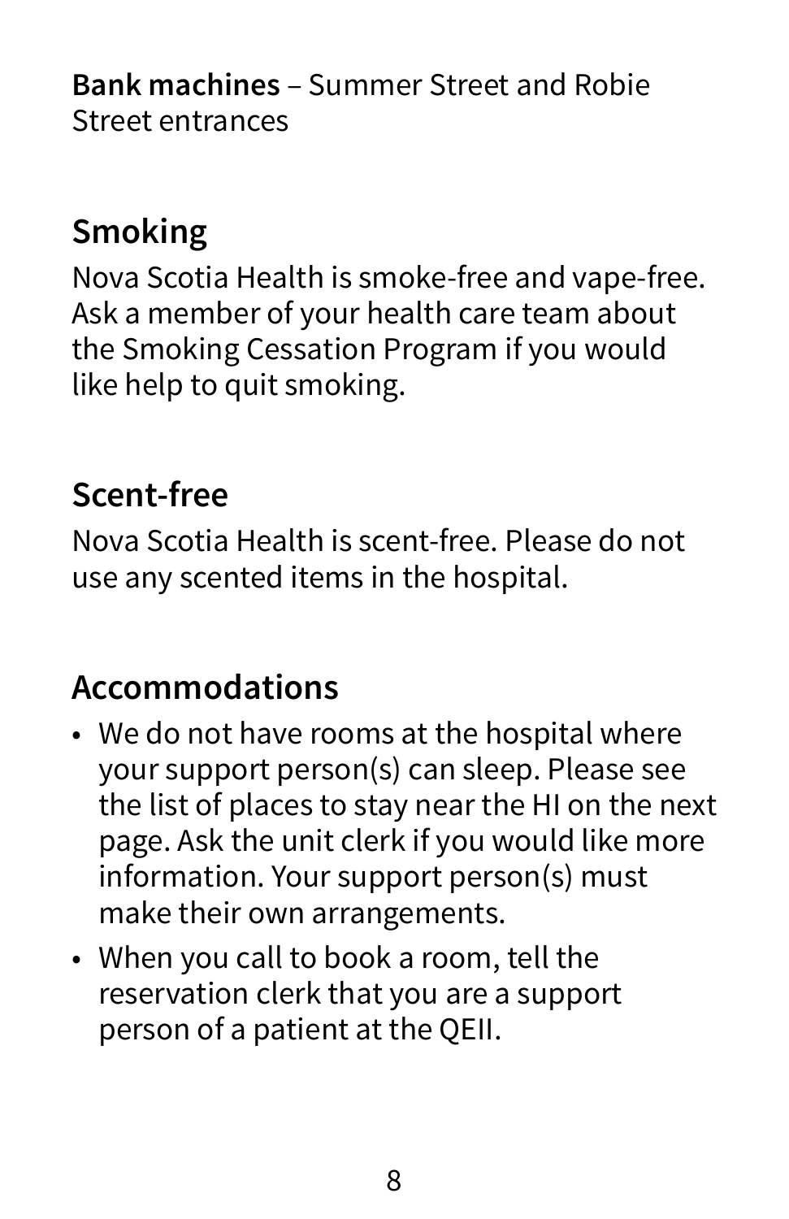**Bank machines** – Summer Street and Robie Street entrances

## Smoking

Nova Scotia Health is smoke-free and vape-free. Ask a member of your health care team about the Smoking Cessation Program if you would like help to quit smoking.

## Scent-free

Nova Scotia Health is scent-free. Please do not use any scented items in the hospital.

## Accommodations

- We do not have rooms at the hospital where your support person(s) can sleep. Please see the list of places to stay near the HI on the next page. Ask the unit clerk if you would like more information. Your support person(s) must make their own arrangements.
- When you call to book a room, tell the reservation clerk that you are a support person of a patient at the QEII.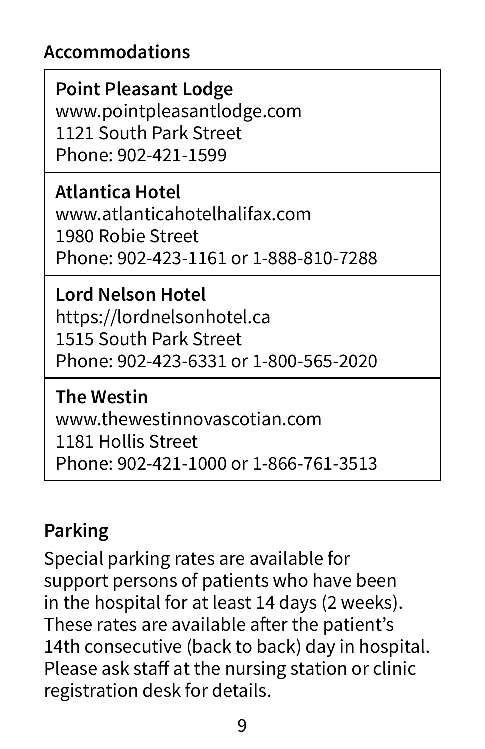## Accommodations

**Point Pleasant Lodge**
www.pointpleasantlodge.com
1121 South Park Street
Phone: 902-421-1599

**Atlantica Hotel**
www.atlanticahotelhalifax.com
1980 Robie Street
Phone: 902-423-1161 or 1-888-810-7288

**Lord Nelson Hotel**
https://lordnelsonhotel.ca
1515 South Park Street
Phone: 902-423-6331 or 1-800-565-2020

**The Westin**
www.thewestinnovascotian.com
1181 Hollis Street
Phone: 902-421-1000 or 1-866-761-3513

## Parking

Special parking rates are available for support persons of patients who have been in the hospital for at least 14 days (2 weeks). These rates are available after the patient's 14th consecutive (back to back) day in hospital. Please ask staff at the nursing station or clinic registration desk for details.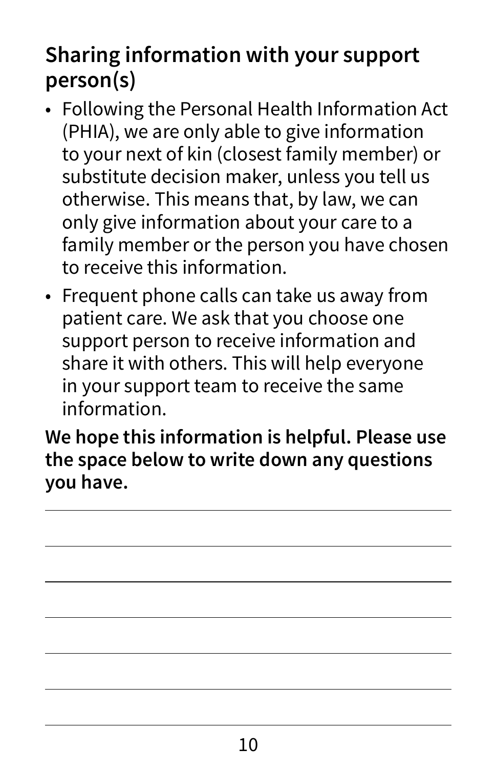## Sharing information with your support person(s)

- Following the Personal Health Information Act (PHIA), we are only able to give information to your next of kin (closest family member) or substitute decision maker, unless you tell us otherwise. This means that, by law, we can only give information about your care to a family member or the person you have chosen to receive this information.
- Frequent phone calls can take us away from patient care. We ask that you choose one support person to receive information and share it with others. This will help everyone in your support team to receive the same information.

**We hope this information is helpful. Please use the space below to write down any questions you have.**

______________________________________________

______________________________________________

______________________________________________

______________________________________________

______________________________________________

______________________________________________

______________________________________________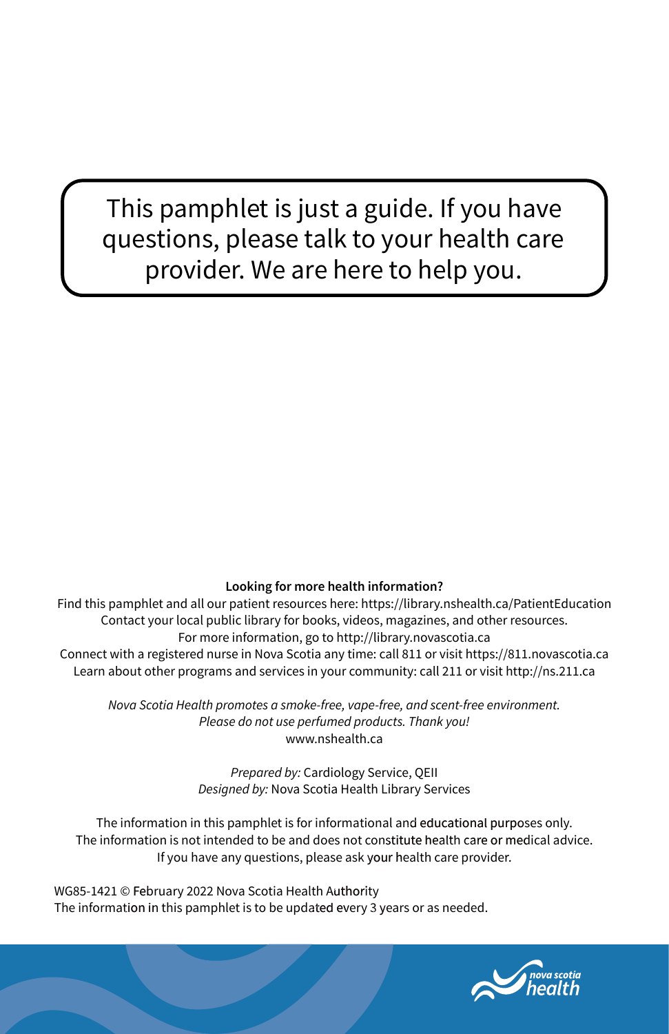This pamphlet is just a guide. If you have questions, please talk to your health care provider. We are here to help you.

**Looking for more health information?**

Find this pamphlet and all our patient resources here: https://library.nshealth.ca/PatientEducation
Contact your local public library for books, videos, magazines, and other resources.
For more information, go to http://library.novascotia.ca
Connect with a registered nurse in Nova Scotia any time: call 811 or visit https://811.novascotia.ca
Learn about other programs and services in your community: call 211 or visit http://ns.211.ca

*Nova Scotia Health promotes a smoke-free, vape-free, and scent-free environment.*
*Please do not use perfumed products. Thank you!*
www.nshealth.ca

*Prepared by:* Cardiology Service, QEII
*Designed by:* Nova Scotia Health Library Services

The information in this pamphlet is for informational and educational purposes only.
The information is not intended to be and does not constitute health care or medical advice.
If you have any questions, please ask your health care provider.

WG85-1421 © February 2022 Nova Scotia Health Authority
The information in this pamphlet is to be updated every 3 years or as needed.

nova scotia health